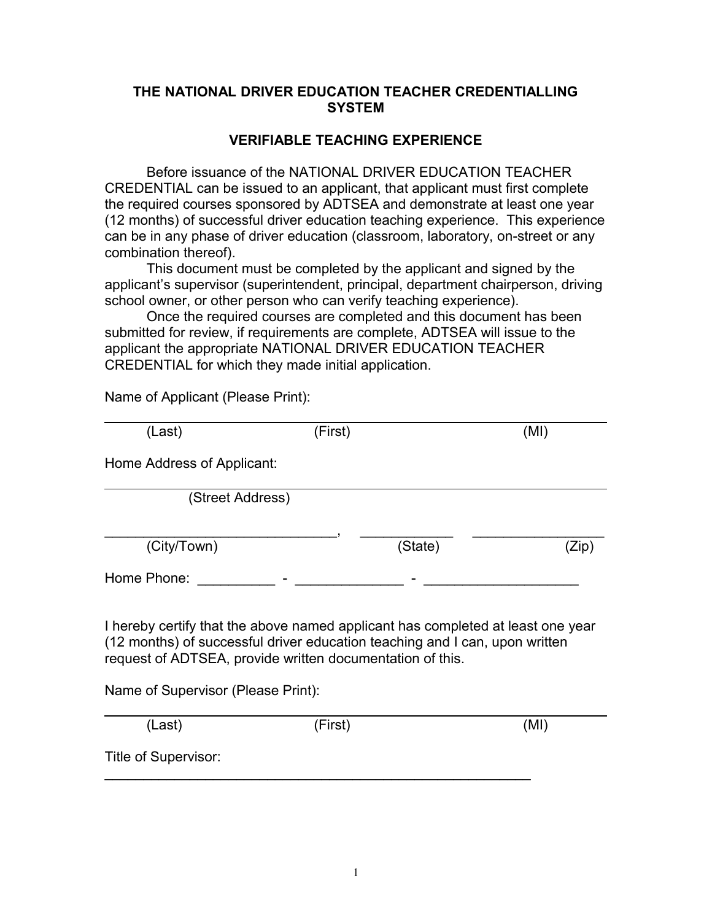# THE NATIONAL DRIVER EDUCATION TEACHER CREDENTIALLING SYSTEM

## VERIFIABLE TEACHING EXPERIENCE

Before issuance of the NATIONAL DRIVER EDUCATION TEACHER CREDENTIAL can be issued to an applicant, that applicant must first complete the required courses sponsored by ADTSEA and demonstrate at least one year (12 months) of successful driver education teaching experience. This experience can be in any phase of driver education (classroom, laboratory, on-street or any combination thereof).

This document must be completed by the applicant and signed by the applicant's supervisor (superintendent, principal, department chairperson, driving school owner, or other person who can verify teaching experience).

Once the required courses are completed and this document has been submitted for review, if requirements are complete, ADTSEA will issue to the applicant the appropriate NATIONAL DRIVER EDUCATION TEACHER CREDENTIAL for which they made initial application.

Name of Applicant (Please Print):

______________________________________________________________

(Last) (First) (MI)

Home Address of Applicant:

______________________________________________________________

(Street Address)

______________________________, ____________ _________________

(City/Town) (State) (Zip)

Home Phone: __________ - ______________ - ____________________

I hereby certify that the above named applicant has completed at least one year (12 months) of successful driver education teaching and I can, upon written request of ADTSEA, provide written documentation of this.

Name of Supervisor (Please Print):

______________________________________________________________

(Last) (First) (MI)

Title of Supervisor:

______________________________________________________________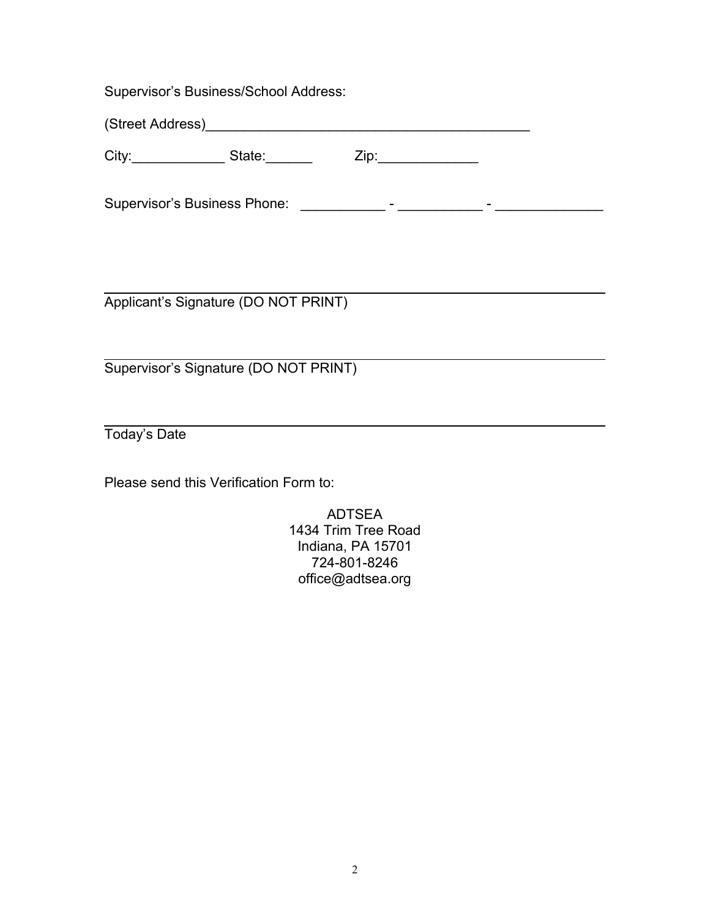Supervisor's Business/School Address:

(Street Address)_____________________________________________

City:____________ State:______ Zip:_____________

Supervisor's Business Phone: ___________ - ___________ - ______________

_______________________________________________________________

Applicant's Signature (DO NOT PRINT)

_______________________________________________________________

Supervisor's Signature (DO NOT PRINT)

_______________________________________________________________

Today's Date

Please send this Verification Form to:

ADTSEA
1434 Trim Tree Road
Indiana, PA 15701
724-801-8246
office@adtsea.org